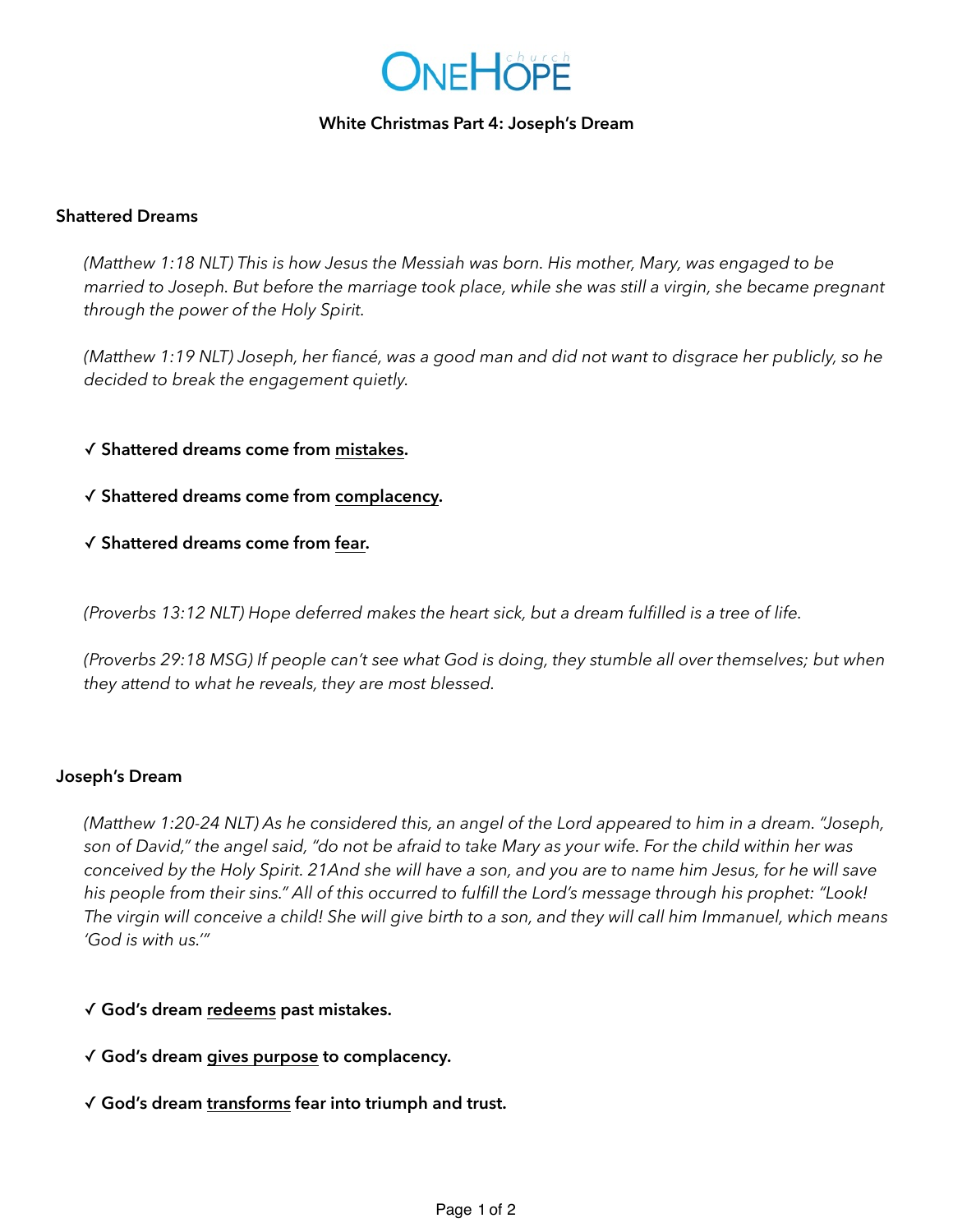# OneHope church

## White Christmas Part 4: Joseph's Dream

### Shattered Dreams

*(Matthew 1:18 NLT) This is how Jesus the Messiah was born. His mother, Mary, was engaged to be married to Joseph. But before the marriage took place, while she was still a virgin, she became pregnant through the power of the Holy Spirit.*

*(Matthew 1:19 NLT) Joseph, her fiancé, was a good man and did not want to disgrace her publicly, so he decided to break the engagement quietly.*

**✓ Shattered dreams come from mistakes.**

**✓ Shattered dreams come from complacency.**

**✓ Shattered dreams come from fear.**

*(Proverbs 13:12 NLT) Hope deferred makes the heart sick, but a dream fulfilled is a tree of life.*

*(Proverbs 29:18 MSG) If people can't see what God is doing, they stumble all over themselves; but when they attend to what he reveals, they are most blessed.*

### Joseph's Dream

*(Matthew 1:20-24 NLT) As he considered this, an angel of the Lord appeared to him in a dream. "Joseph, son of David," the angel said, "do not be afraid to take Mary as your wife. For the child within her was conceived by the Holy Spirit. 21And she will have a son, and you are to name him Jesus, for he will save his people from their sins." All of this occurred to fulfill the Lord's message through his prophet: "Look! The virgin will conceive a child! She will give birth to a son, and they will call him Immanuel, which means 'God is with us.'"*

**✓ God's dream redeems past mistakes.**

**✓ God's dream gives purpose to complacency.**

**✓ God's dream transforms fear into triumph and trust.**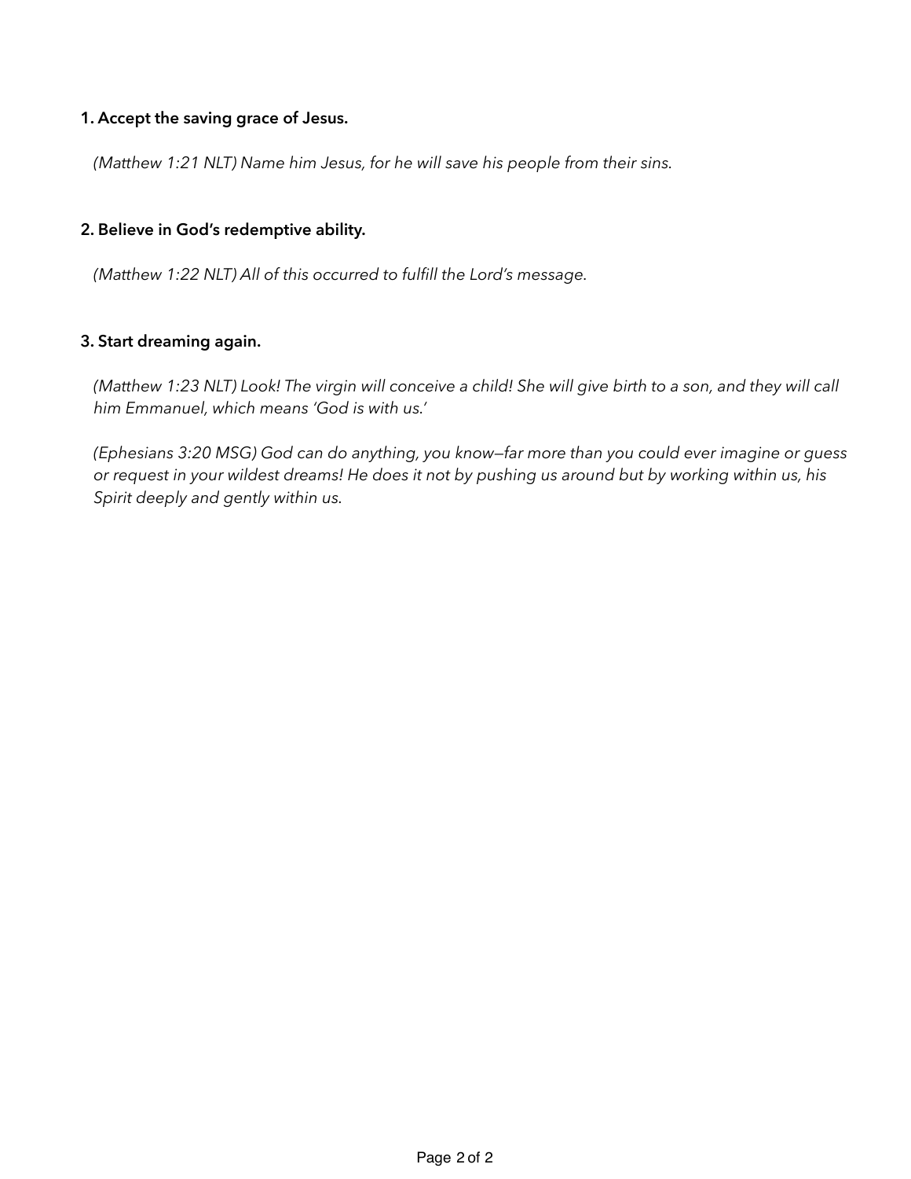**1. Accept the saving grace of Jesus.**

*(Matthew 1:21 NLT) Name him Jesus, for he will save his people from their sins.*

**2. Believe in God's redemptive ability.**

*(Matthew 1:22 NLT) All of this occurred to fulfill the Lord's message.*

**3. Start dreaming again.**

*(Matthew 1:23 NLT) Look! The virgin will conceive a child! She will give birth to a son, and they will call him Emmanuel, which means 'God is with us.'*

*(Ephesians 3:20 MSG) God can do anything, you know—far more than you could ever imagine or guess or request in your wildest dreams! He does it not by pushing us around but by working within us, his Spirit deeply and gently within us.*